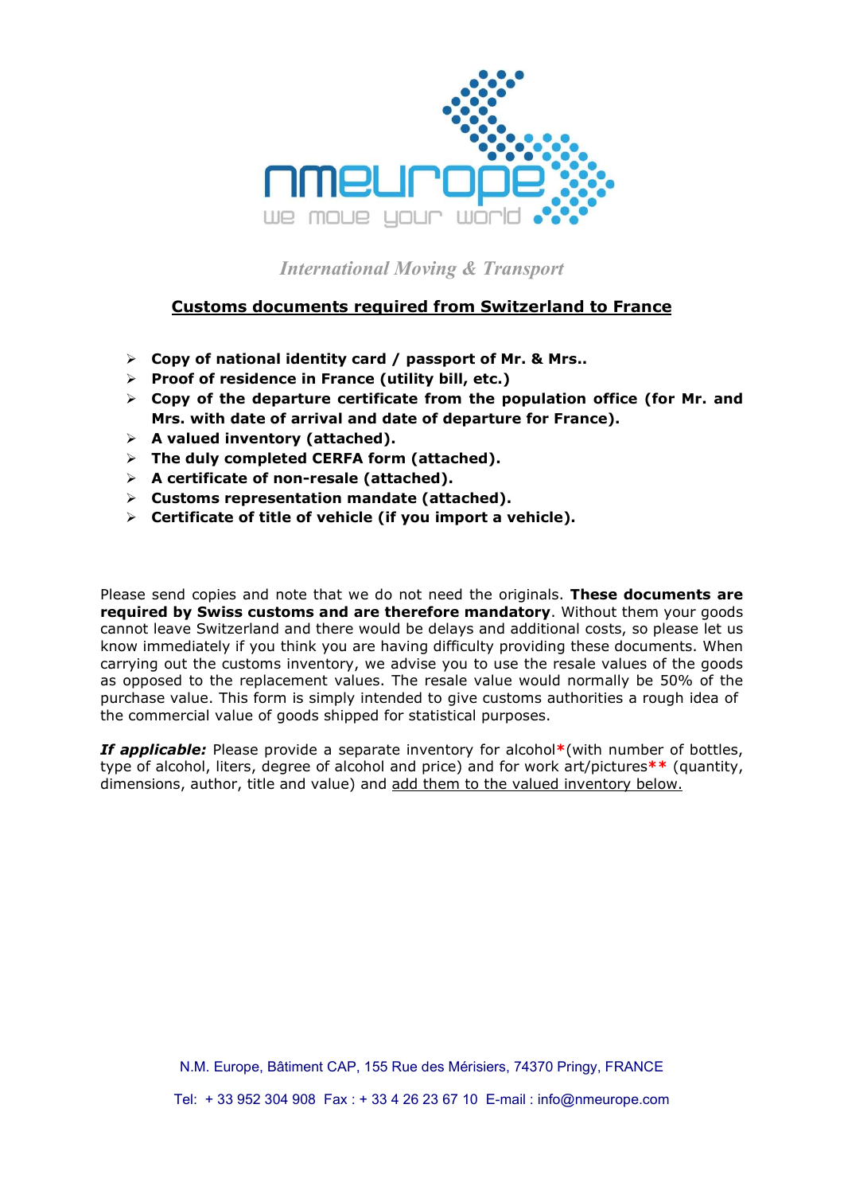nmeurope

we move your world

*International Moving & Transport*

## Customs documents required from Switzerland to France

- **Copy of national identity card / passport of Mr. & Mrs..**
- **Proof of residence in France (utility bill, etc.)**
- **Copy of the departure certificate from the population office (for Mr. and Mrs. with date of arrival and date of departure for France).**
- **A valued inventory (attached).**
- **The duly completed CERFA form (attached).**
- **A certificate of non-resale (attached).**
- **Customs representation mandate (attached).**
- **Certificate of title of vehicle (if you import a vehicle).**

Please send copies and note that we do not need the originals. **These documents are required by Swiss customs and are therefore mandatory**. Without them your goods cannot leave Switzerland and there would be delays and additional costs, so please let us know immediately if you think you are having difficulty providing these documents. When carrying out the customs inventory, we advise you to use the resale values of the goods as opposed to the replacement values. The resale value would normally be 50% of the purchase value. This form is simply intended to give customs authorities a rough idea of the commercial value of goods shipped for statistical purposes.

***If applicable:*** Please provide a separate inventory for alcohol**\***(with number of bottles, type of alcohol, liters, degree of alcohol and price) and for work art/pictures**\*\*** (quantity, dimensions, author, title and value) and add them to the valued inventory below.

N.M. Europe, Bâtiment CAP, 155 Rue des Mérisiers, 74370 Pringy, FRANCE

Tel: + 33 952 304 908 Fax : + 33 4 26 23 67 10 E-mail : info@nmeurope.com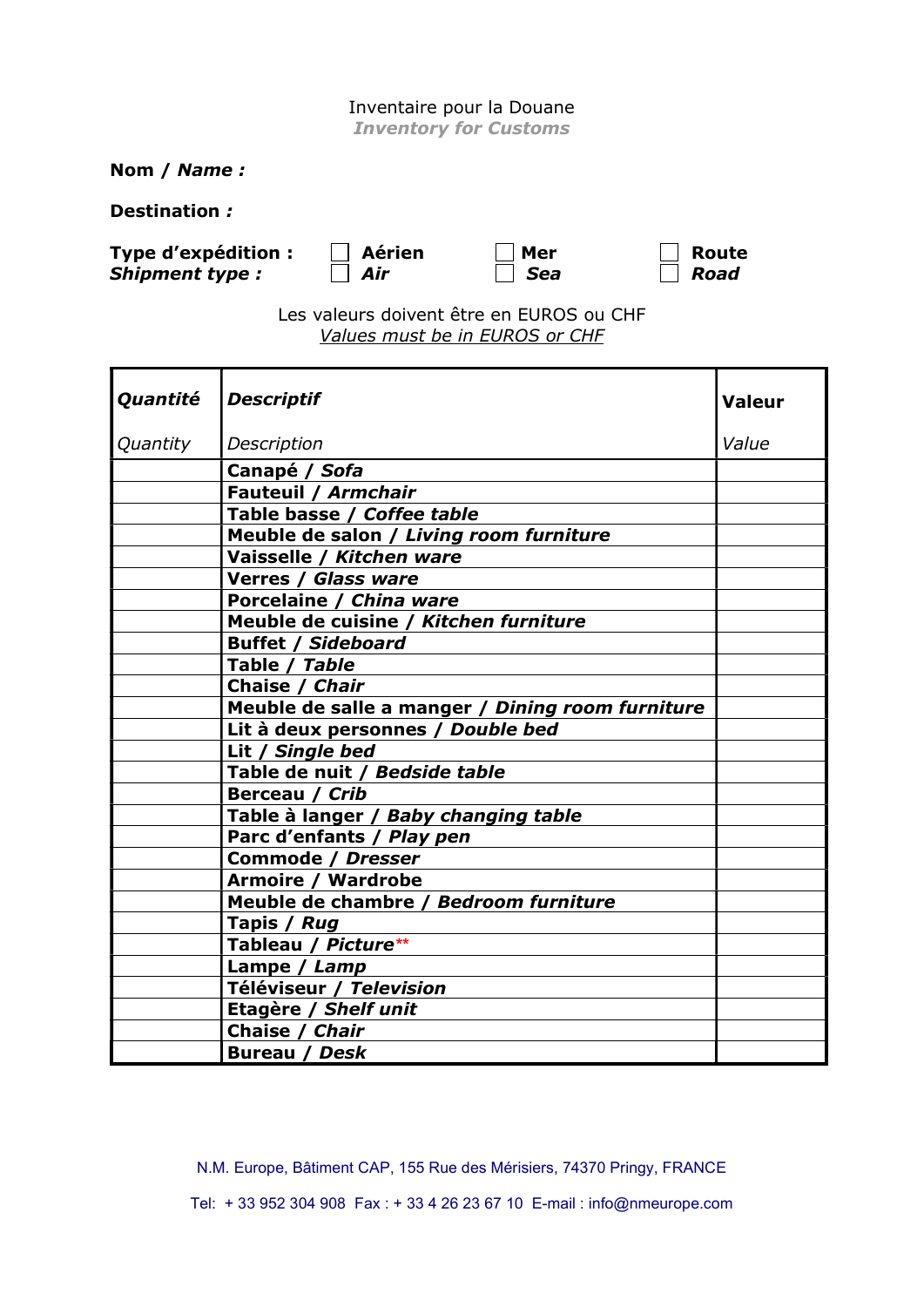Inventaire pour la Douane
*Inventory for Customs*

**Nom / *Name :***

**Destination *:***

**Type d'expédition :** ☐ **Aérien** ☐ **Mer** ☐ **Route**
***Shipment type :*** ☐ ***Air*** ☐ ***Sea*** ☐ ***Road***

Les valeurs doivent être en EUROS ou CHF
*Values must be in EUROS or CHF*

| ***Quantité*** *Quantity* | ***Descriptif*** *Description* | **Valeur** *Value* |
|---|---|---|
| | **Canapé / *Sofa*** | |
| | **Fauteuil / *Armchair*** | |
| | **Table basse / *Coffee table*** | |
| | **Meuble de salon / *Living room furniture*** | |
| | **Vaisselle / *Kitchen ware*** | |
| | **Verres / *Glass ware*** | |
| | **Porcelaine / *China ware*** | |
| | **Meuble de cuisine / *Kitchen furniture*** | |
| | **Buffet / *Sideboard*** | |
| | **Table / *Table*** | |
| | **Chaise / *Chair*** | |
| | **Meuble de salle a manger / *Dining room furniture*** | |
| | **Lit à deux personnes / *Double bed*** | |
| | **Lit / *Single bed*** | |
| | **Table de nuit / *Bedside table*** | |
| | **Berceau / *Crib*** | |
| | **Table à langer / *Baby changing table*** | |
| | **Parc d'enfants / *Play pen*** | |
| | **Commode / *Dresser*** | |
| | **Armoire / Wardrobe** | |
| | **Meuble de chambre / *Bedroom furniture*** | |
| | **Tapis / *Rug*** | |
| | **Tableau / *Picture*** ** | |
| | **Lampe / *Lamp*** | |
| | **Téléviseur / *Television*** | |
| | **Etagère / *Shelf unit*** | |
| | **Chaise / *Chair*** | |
| | **Bureau / *Desk*** | |

N.M. Europe, Bâtiment CAP, 155 Rue des Mérisiers, 74370 Pringy, FRANCE

Tel: + 33 952 304 908 Fax : + 33 4 26 23 67 10 E-mail : info@nmeurope.com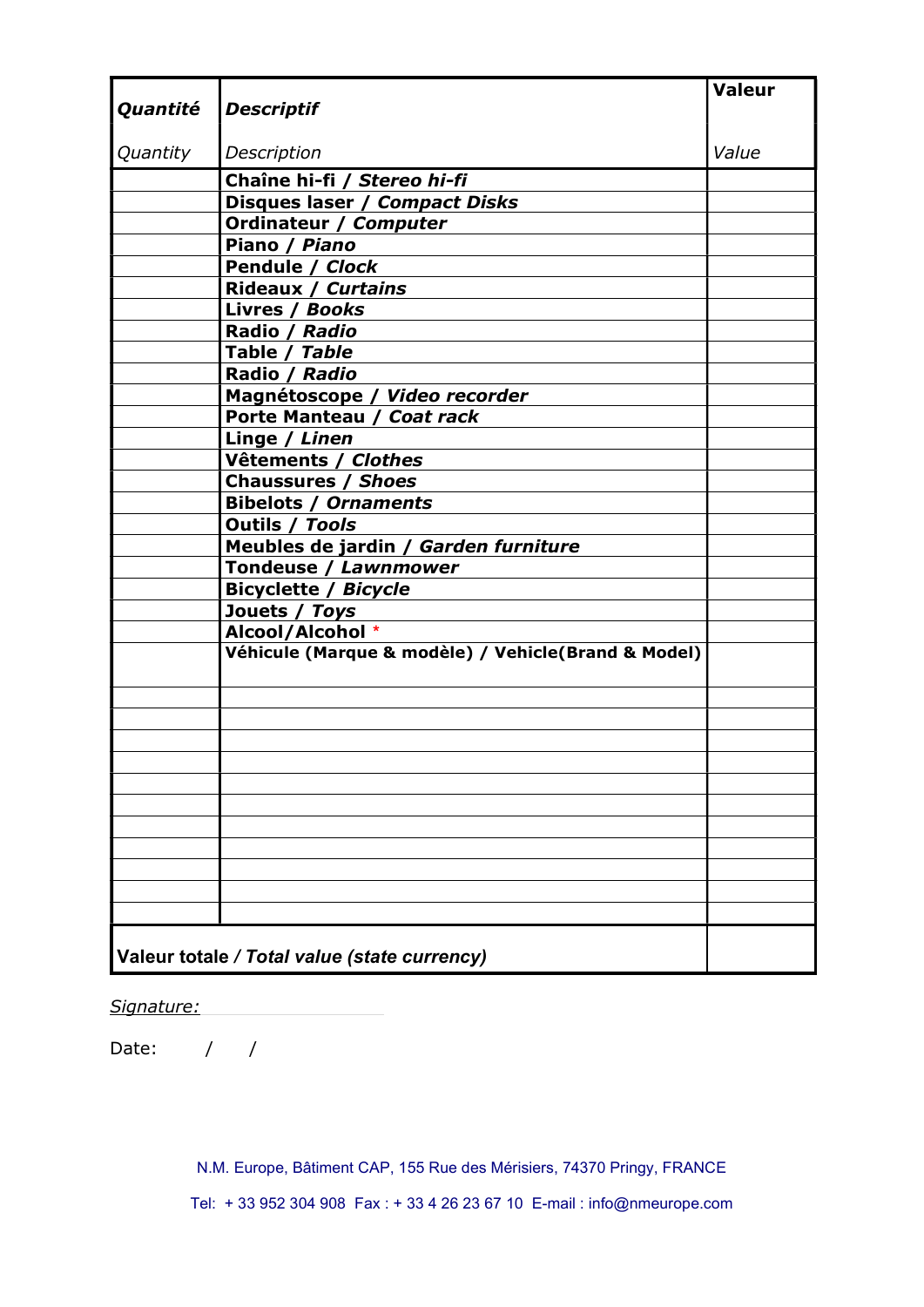| ***Quantité***<br><br>*Quantity* | ***Descriptif***<br><br>*Description* | **Valeur**<br><br>*Value* |
|---|---|---|
| | **Chaîne hi-fi / *Stereo hi-fi*** | |
| | **Disques laser / *Compact Disks*** | |
| | **Ordinateur / *Computer*** | |
| | **Piano / *Piano*** | |
| | **Pendule / *Clock*** | |
| | **Rideaux / *Curtains*** | |
| | **Livres / *Books*** | |
| | **Radio / *Radio*** | |
| | **Table / *Table*** | |
| | **Radio / *Radio*** | |
| | **Magnétoscope / *Video recorder*** | |
| | **Porte Manteau / *Coat rack*** | |
| | **Linge / *Linen*** | |
| | **Vêtements / *Clothes*** | |
| | **Chaussures / *Shoes*** | |
| | **Bibelots / *Ornaments*** | |
| | **Outils / *Tools*** | |
| | **Meubles de jardin / *Garden furniture*** | |
| | **Tondeuse / *Lawnmower*** | |
| | **Bicyclette / *Bicycle*** | |
| | **Jouets / *Toys*** | |
| | **Alcool/Alcohol** * | |
| | **Véhicule (Marque & modèle) / Vehicle(Brand & Model)** | |
| | | |
| | | |
| | | |
| | | |
| | | |
| | | |
| | | |
| | | |
| | | |
| | | |
| | | |
| **Valeur totale / *Total value (state currency)*** | | |

*Signature:*

Date: / /

N.M. Europe, Bâtiment CAP, 155 Rue des Mérisiers, 74370 Pringy, FRANCE

Tel: + 33 952 304 908 Fax : + 33 4 26 23 67 10 E-mail : info@nmeurope.com